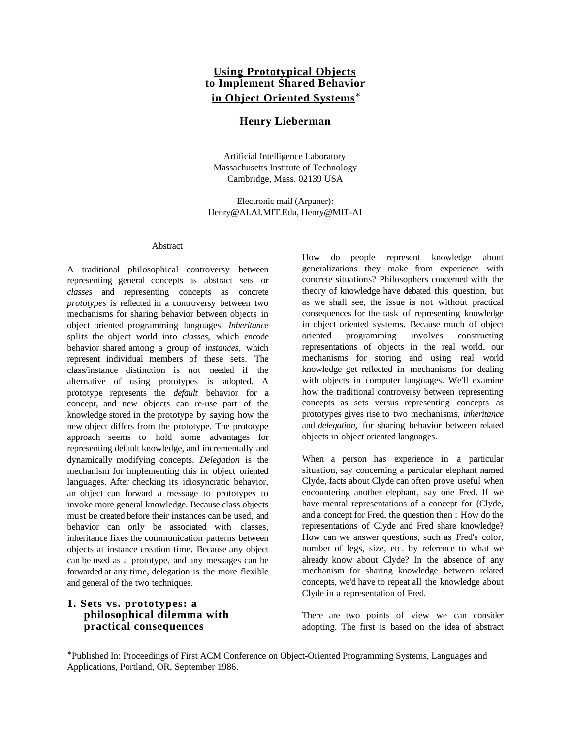# Using Prototypical Objects to Implement Shared Behavior in Object Oriented Systems*

**Henry Lieberman**

Artificial Intelligence Laboratory
Massachusetts Institute of Technology
Cambridge, Mass. 02139 USA

Electronic mail (Arpaner):
Henry@AI.AI.MIT.Edu, Henry@MIT-AI

Abstract

A traditional philosophical controversy between representing general concepts as abstract *sets* or *classes* and representing concepts as concrete *prototypes* is reflected in a controversy between two mechanisms for sharing behavior between objects in object oriented programming languages. *Inheritance* splits the object world into *classes*, which encode behavior shared among a group of *instances*, which represent individual members of these sets. The class/instance distinction is not needed if the alternative of using prototypes is adopted. A prototype represents the *default* behavior for a concept, and new objects can re-use part of the knowledge stored in the prototype by saying how the new object differs from the prototype. The prototype approach seems to hold some advantages for representing default knowledge, and incrementally and dynamically modifying concepts. *Delegation* is the mechanism for implementing this in object oriented languages. After checking its idiosyncratic behavior, an object can forward a message to prototypes to invoke more general knowledge. Because class objects must be created before their instances can be used, and behavior can only be associated with classes, inheritance fixes the communication patterns between objects at instance creation time. Because any object can be used as a prototype, and any messages can be forwarded at any time, delegation is the more flexible and general of the two techniques.

## 1. Sets vs. prototypes: a philosophical dilemma with practical consequences

How do people represent knowledge about generalizations they make from experience with concrete situations? Philosophers concerned with the theory of knowledge have debated this question, but as we shall see, the issue is not without practical consequences for the task of representing knowledge in object oriented systems. Because much of object oriented programming involves constructing representations of objects in the real world, our mechanisms for storing and using real world knowledge get reflected in mechanisms for dealing with objects in computer languages. We'll examine how the traditional controversy between representing concepts as sets versus representing concepts as prototypes gives rise to two mechanisms, *inheritance* and *delegation*, for sharing behavior between related objects in object oriented languages.

When a person has experience in a particular situation, say concerning a particular elephant named Clyde, facts about Clyde can often prove useful when encountering another elephant, say one Fred. If we have mental representations of a concept for (Clyde, and a concept for Fred, the question then : How do the representations of Clyde and Fred share knowledge? How can we answer questions, such as Fred's color, number of legs, size, etc. by reference to what we already know about Clyde? In the absence of any mechanism for sharing knowledge between related concepts, we'd have to repeat all the knowledge about Clyde in a representation of Fred.

There are two points of view we can consider adopting. The first is based on the idea of abstract

*Published In: Proceedings of First ACM Conference on Object-Oriented Programming Systems, Languages and Applications, Portland, OR, September 1986.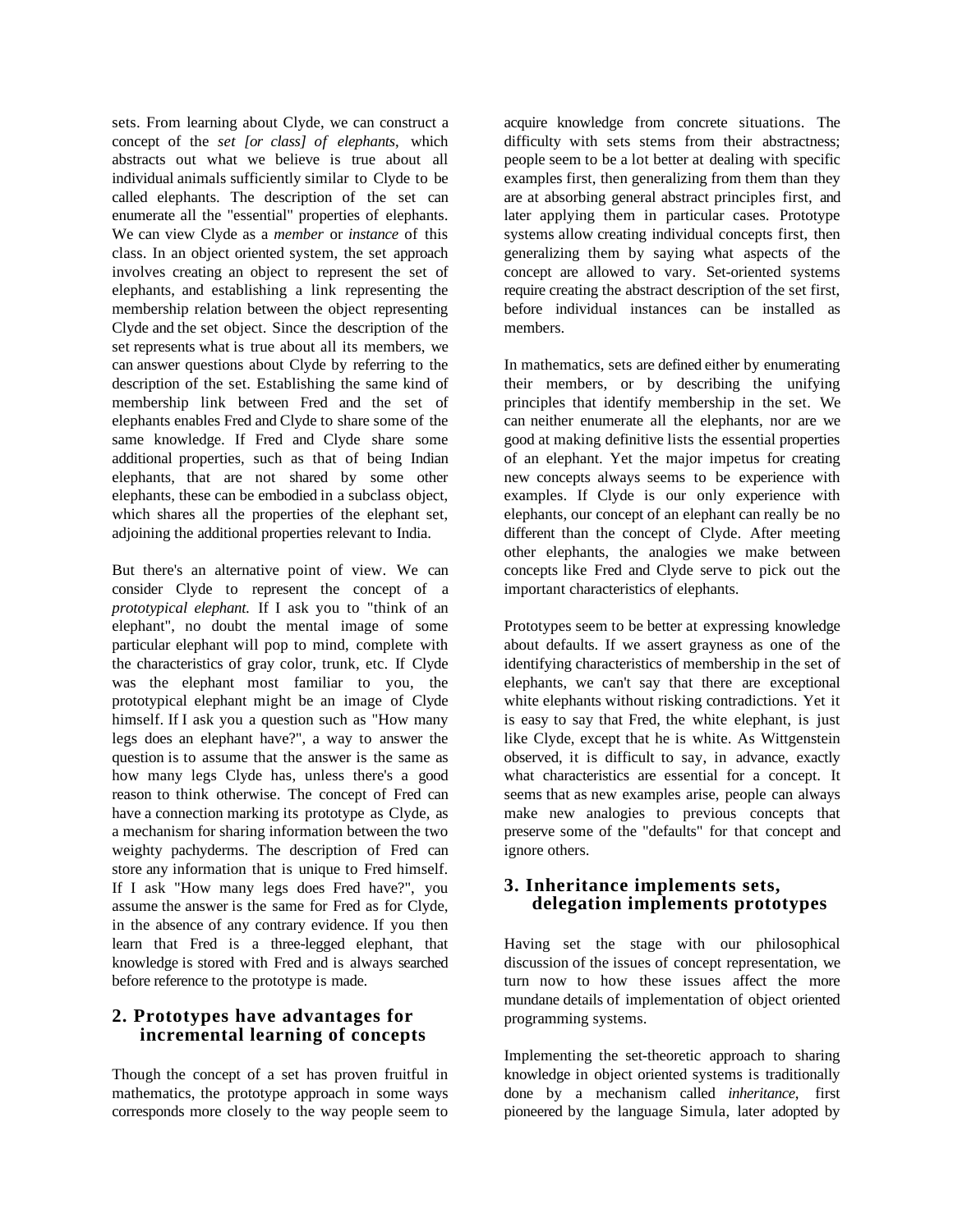sets. From learning about Clyde, we can construct a concept of the *set [or class] of elephants*, which abstracts out what we believe is true about all individual animals sufficiently similar to Clyde to be called elephants. The description of the set can enumerate all the "essential" properties of elephants. We can view Clyde as a *member* or *instance* of this class. In an object oriented system, the set approach involves creating an object to represent the set of elephants, and establishing a link representing the membership relation between the object representing Clyde and the set object. Since the description of the set represents what is true about all its members, we can answer questions about Clyde by referring to the description of the set. Establishing the same kind of membership link between Fred and the set of elephants enables Fred and Clyde to share some of the same knowledge. If Fred and Clyde share some additional properties, such as that of being Indian elephants, that are not shared by some other elephants, these can be embodied in a subclass object, which shares all the properties of the elephant set, adjoining the additional properties relevant to India.

But there's an alternative point of view. We can consider Clyde to represent the concept of a *prototypical elephant.* If I ask you to "think of an elephant", no doubt the mental image of some particular elephant will pop to mind, complete with the characteristics of gray color, trunk, etc. If Clyde was the elephant most familiar to you, the prototypical elephant might be an image of Clyde himself. If I ask you a question such as "How many legs does an elephant have?", a way to answer the question is to assume that the answer is the same as how many legs Clyde has, unless there's a good reason to think otherwise. The concept of Fred can have a connection marking its prototype as Clyde, as a mechanism for sharing information between the two weighty pachyderms. The description of Fred can store any information that is unique to Fred himself. If I ask "How many legs does Fred have?", you assume the answer is the same for Fred as for Clyde, in the absence of any contrary evidence. If you then learn that Fred is a three-legged elephant, that knowledge is stored with Fred and is always searched before reference to the prototype is made.

## 2. Prototypes have advantages for incremental learning of concepts

Though the concept of a set has proven fruitful in mathematics, the prototype approach in some ways corresponds more closely to the way people seem to acquire knowledge from concrete situations. The difficulty with sets stems from their abstractness; people seem to be a lot better at dealing with specific examples first, then generalizing from them than they are at absorbing general abstract principles first, and later applying them in particular cases. Prototype systems allow creating individual concepts first, then generalizing them by saying what aspects of the concept are allowed to vary. Set-oriented systems require creating the abstract description of the set first, before individual instances can be installed as members.

In mathematics, sets are defined either by enumerating their members, or by describing the unifying principles that identify membership in the set. We can neither enumerate all the elephants, nor are we good at making definitive lists the essential properties of an elephant. Yet the major impetus for creating new concepts always seems to be experience with examples. If Clyde is our only experience with elephants, our concept of an elephant can really be no different than the concept of Clyde. After meeting other elephants, the analogies we make between concepts like Fred and Clyde serve to pick out the important characteristics of elephants.

Prototypes seem to be better at expressing knowledge about defaults. If we assert grayness as one of the identifying characteristics of membership in the set of elephants, we can't say that there are exceptional white elephants without risking contradictions. Yet it is easy to say that Fred, the white elephant, is just like Clyde, except that he is white. As Wittgenstein observed, it is difficult to say, in advance, exactly what characteristics are essential for a concept. It seems that as new examples arise, people can always make new analogies to previous concepts that preserve some of the "defaults" for that concept and ignore others.

## 3. Inheritance implements sets, delegation implements prototypes

Having set the stage with our philosophical discussion of the issues of concept representation, we turn now to how these issues affect the more mundane details of implementation of object oriented programming systems.

Implementing the set-theoretic approach to sharing knowledge in object oriented systems is traditionally done by a mechanism called *inheritance*, first pioneered by the language Simula, later adopted by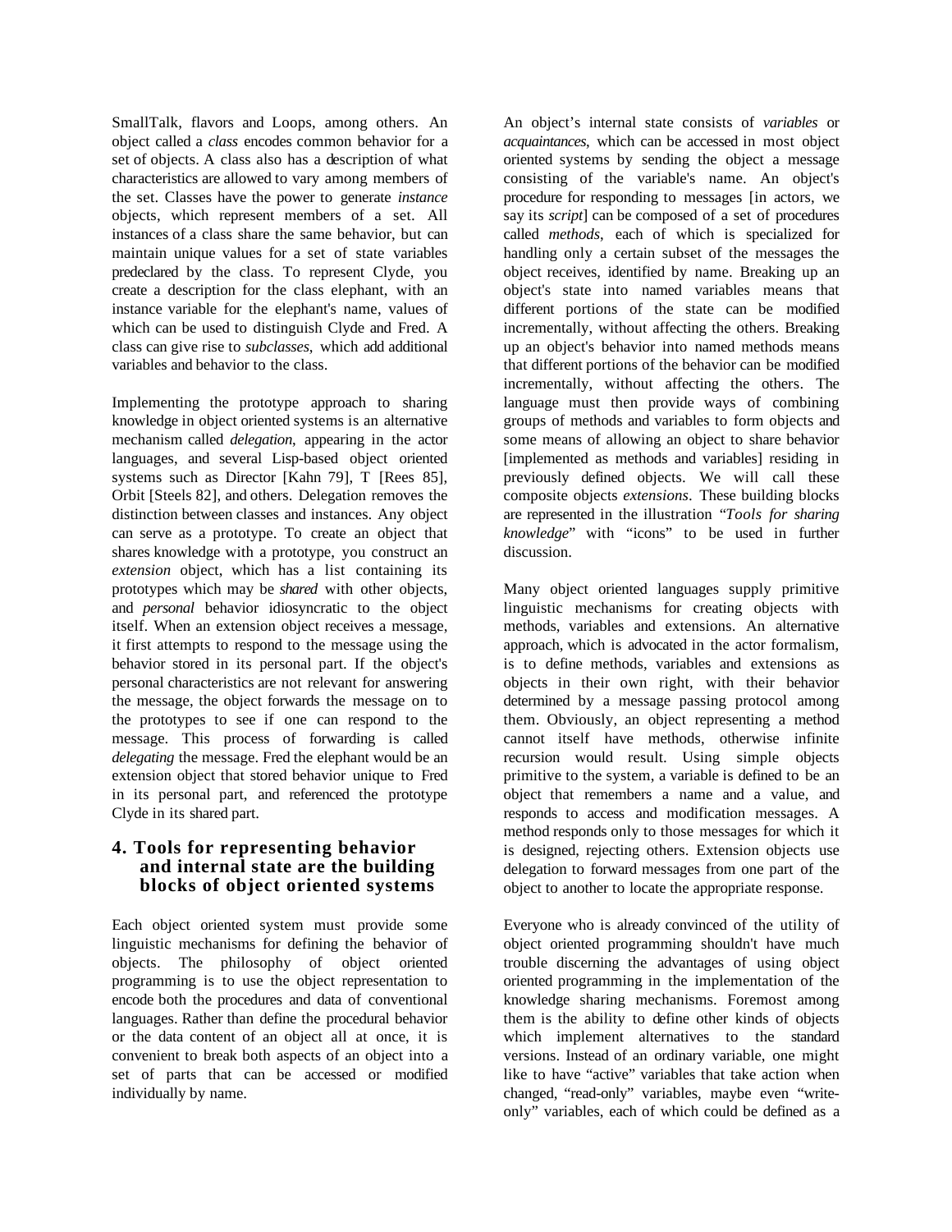SmallTalk, flavors and Loops, among others. An object called a *class* encodes common behavior for a set of objects. A class also has a description of what characteristics are allowed to vary among members of the set. Classes have the power to generate *instance* objects, which represent members of a set. All instances of a class share the same behavior, but can maintain unique values for a set of state variables predeclared by the class. To represent Clyde, you create a description for the class elephant, with an instance variable for the elephant's name, values of which can be used to distinguish Clyde and Fred. A class can give rise to *subclasses*, which add additional variables and behavior to the class.

Implementing the prototype approach to sharing knowledge in object oriented systems is an alternative mechanism called *delegation*, appearing in the actor languages, and several Lisp-based object oriented systems such as Director [Kahn 79], T [Rees 85], Orbit [Steels 82], and others. Delegation removes the distinction between classes and instances. Any object can serve as a prototype. To create an object that shares knowledge with a prototype, you construct an *extension* object, which has a list containing its prototypes which may be *shared* with other objects, and *personal* behavior idiosyncratic to the object itself. When an extension object receives a message, it first attempts to respond to the message using the behavior stored in its personal part. If the object's personal characteristics are not relevant for answering the message, the object forwards the message on to the prototypes to see if one can respond to the message. This process of forwarding is called *delegating* the message. Fred the elephant would be an extension object that stored behavior unique to Fred in its personal part, and referenced the prototype Clyde in its shared part.

## 4. Tools for representing behavior and internal state are the building blocks of object oriented systems

Each object oriented system must provide some linguistic mechanisms for defining the behavior of objects. The philosophy of object oriented programming is to use the object representation to encode both the procedures and data of conventional languages. Rather than define the procedural behavior or the data content of an object all at once, it is convenient to break both aspects of an object into a set of parts that can be accessed or modified individually by name.

An object's internal state consists of *variables* or *acquaintances*, which can be accessed in most object oriented systems by sending the object a message consisting of the variable's name. An object's procedure for responding to messages [in actors, we say its *script*] can be composed of a set of procedures called *methods*, each of which is specialized for handling only a certain subset of the messages the object receives, identified by name. Breaking up an object's state into named variables means that different portions of the state can be modified incrementally, without affecting the others. Breaking up an object's behavior into named methods means that different portions of the behavior can be modified incrementally, without affecting the others. The language must then provide ways of combining groups of methods and variables to form objects and some means of allowing an object to share behavior [implemented as methods and variables] residing in previously defined objects. We will call these composite objects *extensions*. These building blocks are represented in the illustration "*Tools for sharing knowledge*" with "icons" to be used in further discussion.

Many object oriented languages supply primitive linguistic mechanisms for creating objects with methods, variables and extensions. An alternative approach, which is advocated in the actor formalism, is to define methods, variables and extensions as objects in their own right, with their behavior determined by a message passing protocol among them. Obviously, an object representing a method cannot itself have methods, otherwise infinite recursion would result. Using simple objects primitive to the system, a variable is defined to be an object that remembers a name and a value, and responds to access and modification messages. A method responds only to those messages for which it is designed, rejecting others. Extension objects use delegation to forward messages from one part of the object to another to locate the appropriate response.

Everyone who is already convinced of the utility of object oriented programming shouldn't have much trouble discerning the advantages of using object oriented programming in the implementation of the knowledge sharing mechanisms. Foremost among them is the ability to define other kinds of objects which implement alternatives to the standard versions. Instead of an ordinary variable, one might like to have "active" variables that take action when changed, "read-only" variables, maybe even "write-only" variables, each of which could be defined as a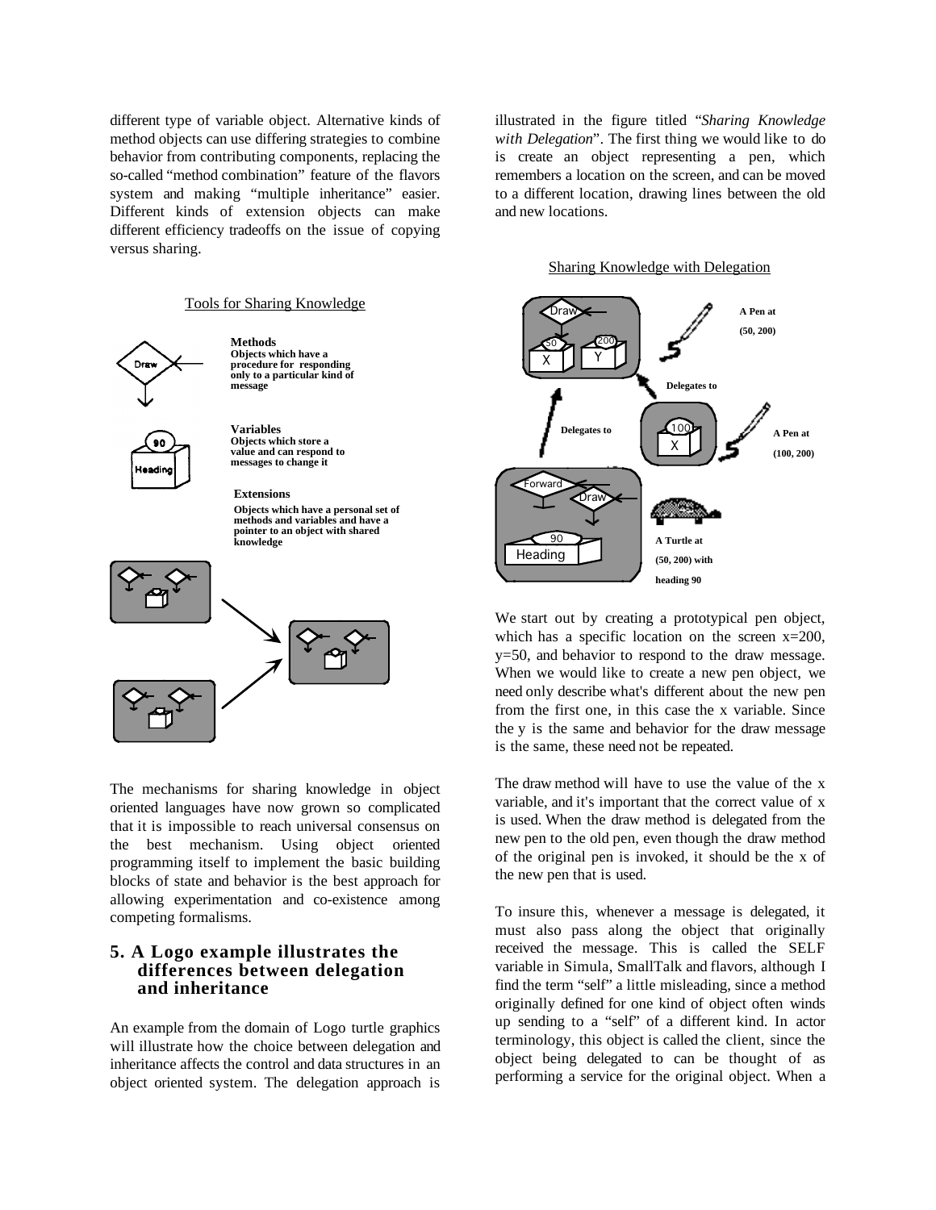different type of variable object. Alternative kinds of method objects can use differing strategies to combine behavior from contributing components, replacing the so-called "method combination" feature of the flavors system and making "multiple inheritance" easier. Different kinds of extension objects can make different efficiency tradeoffs on the issue of copying versus sharing.

Tools for Sharing Knowledge

**Methods**
**Objects which have a procedure for responding only to a particular kind of message**

**Variables**
**Objects which store a value and can respond to messages to change it**

**Extensions**
**Objects which have a personal set of methods and variables and have a pointer to an object with shared knowledge**

The mechanisms for sharing knowledge in object oriented languages have now grown so complicated that it is impossible to reach universal consensus on the best mechanism. Using object oriented programming itself to implement the basic building blocks of state and behavior is the best approach for allowing experimentation and co-existence among competing formalisms.

## 5. A Logo example illustrates the differences between delegation and inheritance

An example from the domain of Logo turtle graphics will illustrate how the choice between delegation and inheritance affects the control and data structures in an object oriented system. The delegation approach is illustrated in the figure titled "*Sharing Knowledge with Delegation*". The first thing we would like to do is create an object representing a pen, which remembers a location on the screen, and can be moved to a different location, drawing lines between the old and new locations.

Sharing Knowledge with Delegation

**A Pen at (50, 200)**

**Delegates to**

**A Pen at (100, 200)**

**Delegates to**

**A Turtle at (50, 200) with heading 90**

We start out by creating a prototypical pen object, which has a specific location on the screen x=200, y=50, and behavior to respond to the draw message. When we would like to create a new pen object, we need only describe what's different about the new pen from the first one, in this case the x variable. Since the y is the same and behavior for the draw message is the same, these need not be repeated.

The draw method will have to use the value of the x variable, and it's important that the correct value of x is used. When the draw method is delegated from the new pen to the old pen, even though the draw method of the original pen is invoked, it should be the x of the new pen that is used.

To insure this, whenever a message is delegated, it must also pass along the object that originally received the message. This is called the SELF variable in Simula, SmallTalk and flavors, although I find the term "self" a little misleading, since a method originally defined for one kind of object often winds up sending to a "self" of a different kind. In actor terminology, this object is called the client, since the object being delegated to can be thought of as performing a service for the original object. When a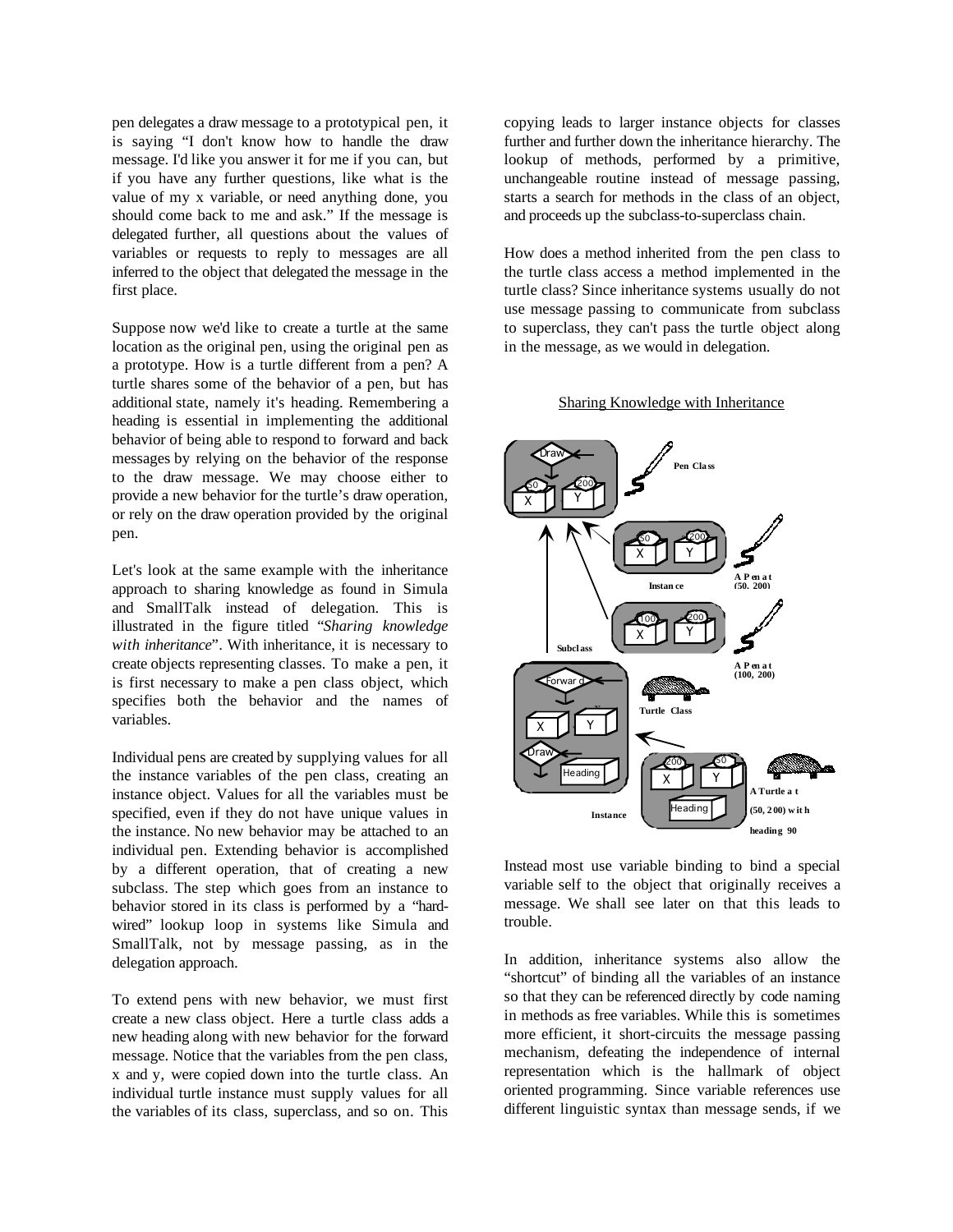pen delegates a draw message to a prototypical pen, it is saying "I don't know how to handle the draw message. I'd like you answer it for me if you can, but if you have any further questions, like what is the value of my x variable, or need anything done, you should come back to me and ask." If the message is delegated further, all questions about the values of variables or requests to reply to messages are all inferred to the object that delegated the message in the first place.

Suppose now we'd like to create a turtle at the same location as the original pen, using the original pen as a prototype. How is a turtle different from a pen? A turtle shares some of the behavior of a pen, but has additional state, namely it's heading. Remembering a heading is essential in implementing the additional behavior of being able to respond to forward and back messages by relying on the behavior of the response to the draw message. We may choose either to provide a new behavior for the turtle's draw operation, or rely on the draw operation provided by the original pen.

Let's look at the same example with the inheritance approach to sharing knowledge as found in Simula and SmallTalk instead of delegation. This is illustrated in the figure titled "*Sharing knowledge with inheritance*". With inheritance, it is necessary to create objects representing classes. To make a pen, it is first necessary to make a pen class object, which specifies both the behavior and the names of variables.

Individual pens are created by supplying values for all the instance variables of the pen class, creating an instance object. Values for all the variables must be specified, even if they do not have unique values in the instance. No new behavior may be attached to an individual pen. Extending behavior is accomplished by a different operation, that of creating a new subclass. The step which goes from an instance to behavior stored in its class is performed by a "hard-wired" lookup loop in systems like Simula and SmallTalk, not by message passing, as in the delegation approach.

To extend pens with new behavior, we must first create a new class object. Here a turtle class adds a new heading along with new behavior for the forward message. Notice that the variables from the pen class, x and y, were copied down into the turtle class. An individual turtle instance must supply values for all the variables of its class, superclass, and so on. This copying leads to larger instance objects for classes further and further down the inheritance hierarchy. The lookup of methods, performed by a primitive, unchangeable routine instead of message passing, starts a search for methods in the class of an object, and proceeds up the subclass-to-superclass chain.

How does a method inherited from the pen class to the turtle class access a method implemented in the turtle class? Since inheritance systems usually do not use message passing to communicate from subclass to superclass, they can't pass the turtle object along in the message, as we would in delegation.

Sharing Knowledge with Inheritance

Instead most use variable binding to bind a special variable self to the object that originally receives a message. We shall see later on that this leads to trouble.

In addition, inheritance systems also allow the "shortcut" of binding all the variables of an instance so that they can be referenced directly by code naming in methods as free variables. While this is sometimes more efficient, it short-circuits the message passing mechanism, defeating the independence of internal representation which is the hallmark of object oriented programming. Since variable references use different linguistic syntax than message sends, if we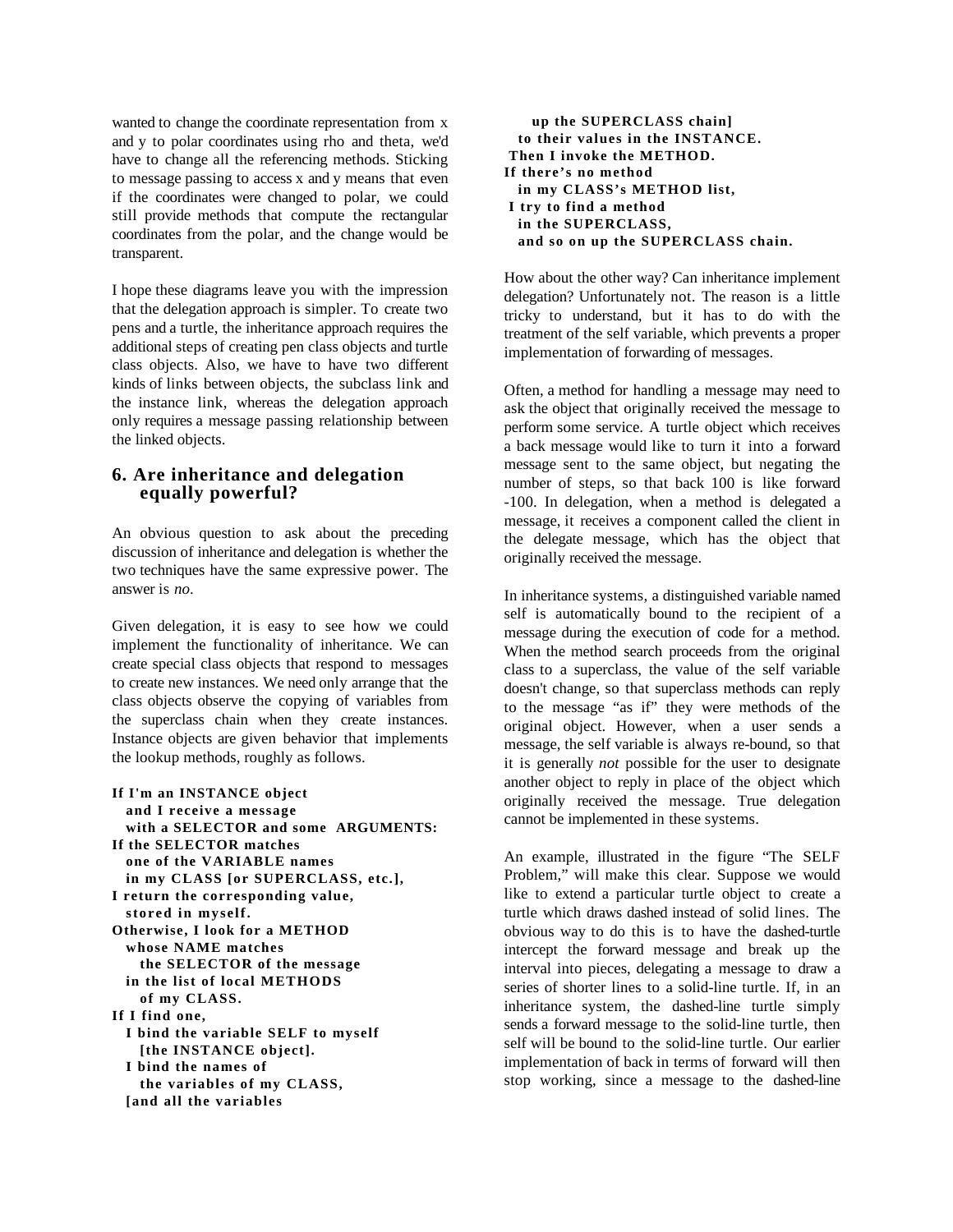wanted to change the coordinate representation from x and y to polar coordinates using rho and theta, we'd have to change all the referencing methods. Sticking to message passing to access x and y means that even if the coordinates were changed to polar, we could still provide methods that compute the rectangular coordinates from the polar, and the change would be transparent.

I hope these diagrams leave you with the impression that the delegation approach is simpler. To create two pens and a turtle, the inheritance approach requires the additional steps of creating pen class objects and turtle class objects. Also, we have to have two different kinds of links between objects, the subclass link and the instance link, whereas the delegation approach only requires a message passing relationship between the linked objects.

## 6. Are inheritance and delegation equally powerful?

An obvious question to ask about the preceding discussion of inheritance and delegation is whether the two techniques have the same expressive power. The answer is *no*.

Given delegation, it is easy to see how we could implement the functionality of inheritance. We can create special class objects that respond to messages to create new instances. We need only arrange that the class objects observe the copying of variables from the superclass chain when they create instances. Instance objects are given behavior that implements the lookup methods, roughly as follows.

```
If I'm an INSTANCE object
  and I receive a message
  with a SELECTOR and some ARGUMENTS:
If the SELECTOR matches
  one of the VARIABLE names
  in my CLASS [or SUPERCLASS, etc.],
I return the corresponding value,
  stored in myself.
Otherwise, I look for a METHOD
  whose NAME matches
    the SELECTOR of the message
  in the list of local METHODS
    of my CLASS.
If I find one,
  I bind the variable SELF to myself
    [the INSTANCE object].
  I bind the names of
    the variables of my CLASS,
  [and all the variables
    up the SUPERCLASS chain]
  to their values in the INSTANCE.
 Then I invoke the METHOD.
If there's no method
  in my CLASS's METHOD list,
 I try to find a method
  in the SUPERCLASS,
  and so on up the SUPERCLASS chain.
```

How about the other way? Can inheritance implement delegation? Unfortunately not. The reason is a little tricky to understand, but it has to do with the treatment of the self variable, which prevents a proper implementation of forwarding of messages.

Often, a method for handling a message may need to ask the object that originally received the message to perform some service. A turtle object which receives a back message would like to turn it into a forward message sent to the same object, but negating the number of steps, so that back 100 is like forward -100. In delegation, when a method is delegated a message, it receives a component called the client in the delegate message, which has the object that originally received the message.

In inheritance systems, a distinguished variable named self is automatically bound to the recipient of a message during the execution of code for a method. When the method search proceeds from the original class to a superclass, the value of the self variable doesn't change, so that superclass methods can reply to the message "as if" they were methods of the original object. However, when a user sends a message, the self variable is always re-bound, so that it is generally *not* possible for the user to designate another object to reply in place of the object which originally received the message. True delegation cannot be implemented in these systems.

An example, illustrated in the figure "The SELF Problem," will make this clear. Suppose we would like to extend a particular turtle object to create a turtle which draws dashed instead of solid lines. The obvious way to do this is to have the dashed-turtle intercept the forward message and break up the interval into pieces, delegating a message to draw a series of shorter lines to a solid-line turtle. If, in an inheritance system, the dashed-line turtle simply sends a forward message to the solid-line turtle, then self will be bound to the solid-line turtle. Our earlier implementation of back in terms of forward will then stop working, since a message to the dashed-line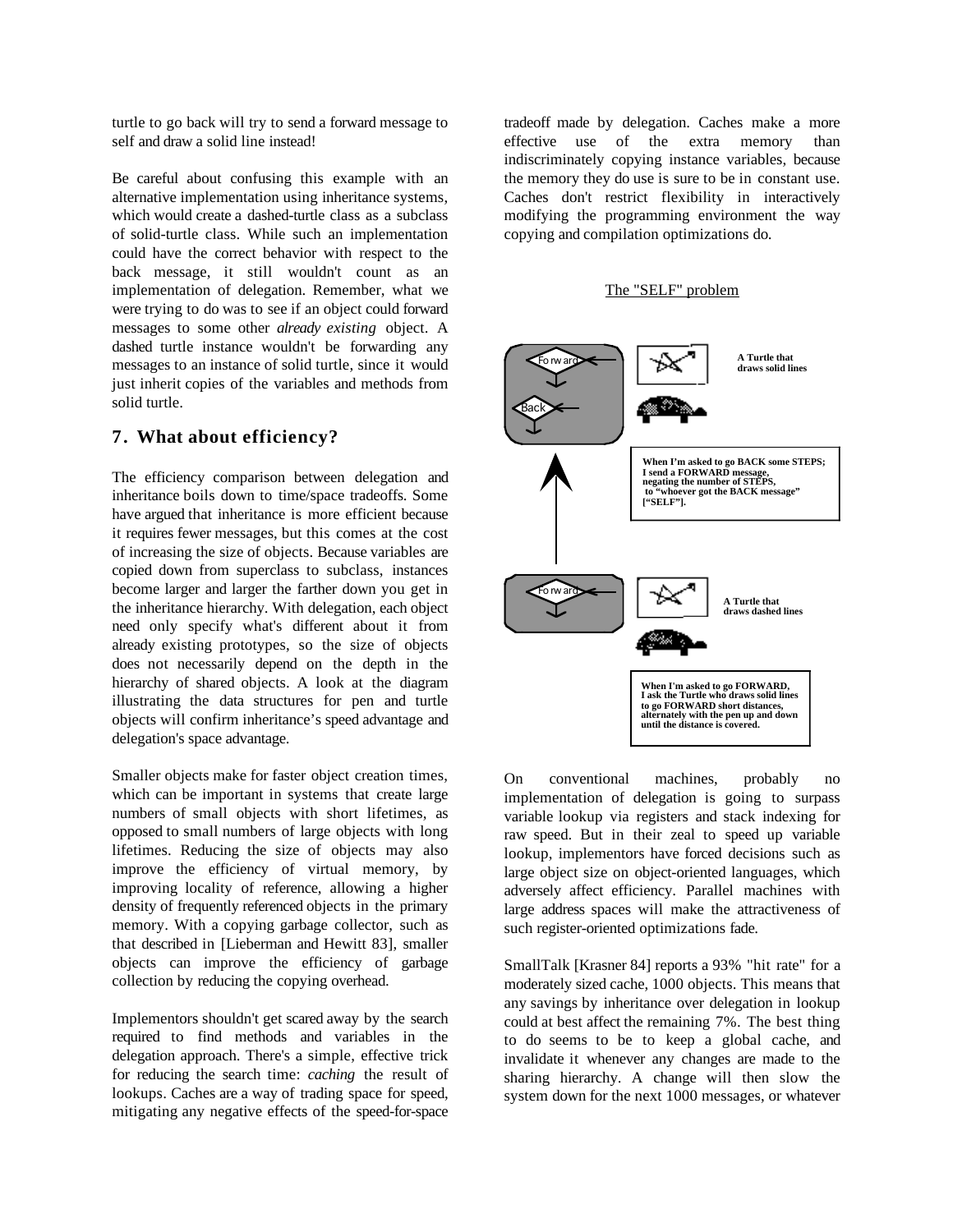turtle to go back will try to send a forward message to self and draw a solid line instead!

Be careful about confusing this example with an alternative implementation using inheritance systems, which would create a dashed-turtle class as a subclass of solid-turtle class. While such an implementation could have the correct behavior with respect to the back message, it still wouldn't count as an implementation of delegation. Remember, what we were trying to do was to see if an object could forward messages to some other *already existing* object. A dashed turtle instance wouldn't be forwarding any messages to an instance of solid turtle, since it would just inherit copies of the variables and methods from solid turtle.

## 7. What about efficiency?

The efficiency comparison between delegation and inheritance boils down to time/space tradeoffs. Some have argued that inheritance is more efficient because it requires fewer messages, but this comes at the cost of increasing the size of objects. Because variables are copied down from superclass to subclass, instances become larger and larger the farther down you get in the inheritance hierarchy. With delegation, each object need only specify what's different about it from already existing prototypes, so the size of objects does not necessarily depend on the depth in the hierarchy of shared objects. A look at the diagram illustrating the data structures for pen and turtle objects will confirm inheritance's speed advantage and delegation's space advantage.

Smaller objects make for faster object creation times, which can be important in systems that create large numbers of small objects with short lifetimes, as opposed to small numbers of large objects with long lifetimes. Reducing the size of objects may also improve the efficiency of virtual memory, by improving locality of reference, allowing a higher density of frequently referenced objects in the primary memory. With a copying garbage collector, such as that described in [Lieberman and Hewitt 83], smaller objects can improve the efficiency of garbage collection by reducing the copying overhead.

Implementors shouldn't get scared away by the search required to find methods and variables in the delegation approach. There's a simple, effective trick for reducing the search time: *caching* the result of lookups. Caches are a way of trading space for speed, mitigating any negative effects of the speed-for-space tradeoff made by delegation. Caches make a more effective use of the extra memory than indiscriminately copying instance variables, because the memory they do use is sure to be in constant use. Caches don't restrict flexibility in interactively modifying the programming environment the way copying and compilation optimizations do.

The "SELF" problem

Forward

Back

A Turtle that draws solid lines

When I'm asked to go BACK some STEPS; I send a FORWARD message, negating the number of STEPS, to "whoever got the BACK message" ["SELF"].

Forward

A Turtle that draws dashed lines

When I'm asked to go FORWARD, I ask the Turtle who draws solid lines to go FORWARD short distances, alternately with the pen up and down until the distance is covered.

On conventional machines, probably no implementation of delegation is going to surpass variable lookup via registers and stack indexing for raw speed. But in their zeal to speed up variable lookup, implementors have forced decisions such as large object size on object-oriented languages, which adversely affect efficiency. Parallel machines with large address spaces will make the attractiveness of such register-oriented optimizations fade.

SmallTalk [Krasner 84] reports a 93% "hit rate" for a moderately sized cache, 1000 objects. This means that any savings by inheritance over delegation in lookup could at best affect the remaining 7%. The best thing to do seems to be to keep a global cache, and invalidate it whenever any changes are made to the sharing hierarchy. A change will then slow the system down for the next 1000 messages, or whatever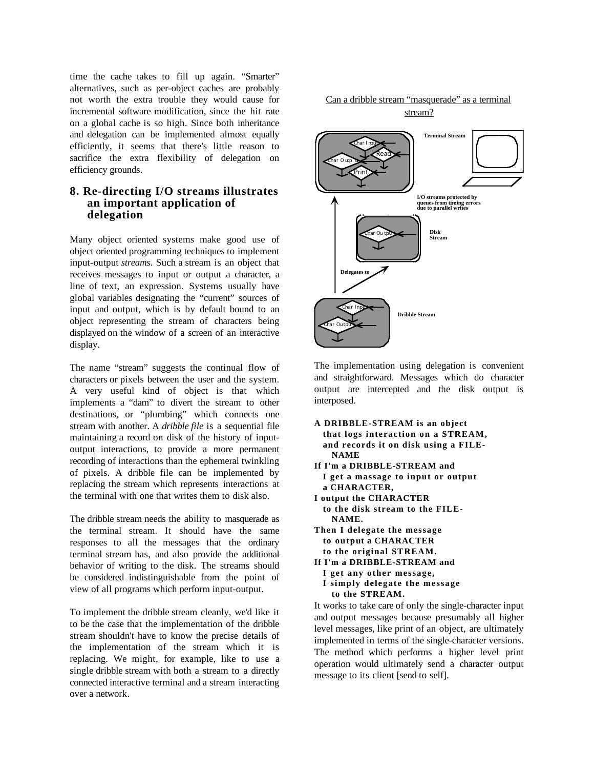time the cache takes to fill up again. “Smarter” alternatives, such as per-object caches are probably not worth the extra trouble they would cause for incremental software modification, since the hit rate on a global cache is so high. Since both inheritance and delegation can be implemented almost equally efficiently, it seems that there's little reason to sacrifice the extra flexibility of delegation on efficiency grounds.

## 8. Re-directing I/O streams illustrates an important application of delegation

Many object oriented systems make good use of object oriented programming techniques to implement input-output *streams*. Such a stream is an object that receives messages to input or output a character, a line of text, an expression. Systems usually have global variables designating the “current” sources of input and output, which is by default bound to an object representing the stream of characters being displayed on the window of a screen of an interactive display.

The name “stream” suggests the continual flow of characters or pixels between the user and the system. A very useful kind of object is that which implements a “dam” to divert the stream to other destinations, or “plumbing” which connects one stream with another. A *dribble file* is a sequential file maintaining a record on disk of the history of input-output interactions, to provide a more permanent recording of interactions than the ephemeral twinkling of pixels. A dribble file can be implemented by replacing the stream which represents interactions at the terminal with one that writes them to disk also.

The dribble stream needs the ability to masquerade as the terminal stream. It should have the same responses to all the messages that the ordinary terminal stream has, and also provide the additional behavior of writing to the disk. The streams should be considered indistinguishable from the point of view of all programs which perform input-output.

To implement the dribble stream cleanly, we'd like it to be the case that the implementation of the dribble stream shouldn't have to know the precise details of the implementation of the stream which it is replacing. We might, for example, like to use a single dribble stream with both a stream to a directly connected interactive terminal and a stream interacting over a network.

Can a dribble stream “masquerade” as a terminal stream?

Terminal Stream

Char Input
Read
Char Output
Print

I/O streams protected by queues from timing errors due to parallel writes

Char Output
Disk Stream

Delegates to

Char Input
Char Output
Dribble Stream

The implementation using delegation is convenient and straightforward. Messages which do character output are intercepted and the disk output is interposed.

**A DRIBBLE-STREAM is an object**
**that logs interaction on a STREAM,**
**and records it on disk using a FILE-NAME**
**If I'm a DRIBBLE-STREAM and**
**I get a massage to input or output a CHARACTER,**
**I output the CHARACTER**
**to the disk stream to the FILE-NAME.**
**Then I delegate the message**
**to output a CHARACTER**
**to the original STREAM.**
**If I'm a DRIBBLE-STREAM and**
**I get any other message,**
**I simply delegate the message**
**to the STREAM.**

It works to take care of only the single-character input and output messages because presumably all higher level messages, like print of an object, are ultimately implemented in terms of the single-character versions. The method which performs a higher level print operation would ultimately send a character output message to its client [send to self].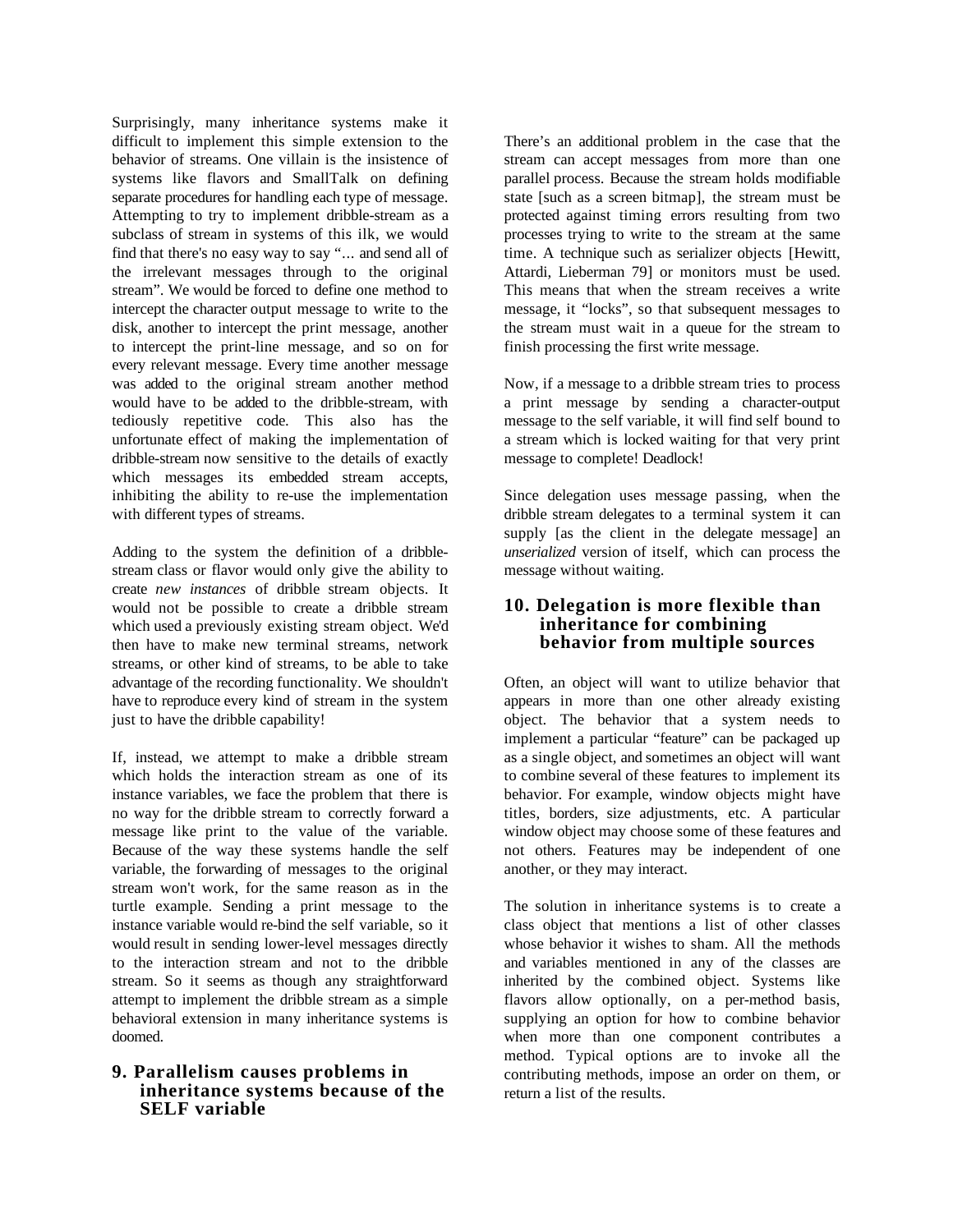Surprisingly, many inheritance systems make it difficult to implement this simple extension to the behavior of streams. One villain is the insistence of systems like flavors and SmallTalk on defining separate procedures for handling each type of message. Attempting to try to implement dribble-stream as a subclass of stream in systems of this ilk, we would find that there's no easy way to say "... and send all of the irrelevant messages through to the original stream". We would be forced to define one method to intercept the character output message to write to the disk, another to intercept the print message, another to intercept the print-line message, and so on for every relevant message. Every time another message was added to the original stream another method would have to be added to the dribble-stream, with tediously repetitive code. This also has the unfortunate effect of making the implementation of dribble-stream now sensitive to the details of exactly which messages its embedded stream accepts, inhibiting the ability to re-use the implementation with different types of streams.

Adding to the system the definition of a dribble-stream class or flavor would only give the ability to create *new instances* of dribble stream objects. It would not be possible to create a dribble stream which used a previously existing stream object. We'd then have to make new terminal streams, network streams, or other kind of streams, to be able to take advantage of the recording functionality. We shouldn't have to reproduce every kind of stream in the system just to have the dribble capability!

If, instead, we attempt to make a dribble stream which holds the interaction stream as one of its instance variables, we face the problem that there is no way for the dribble stream to correctly forward a message like print to the value of the variable. Because of the way these systems handle the self variable, the forwarding of messages to the original stream won't work, for the same reason as in the turtle example. Sending a print message to the instance variable would re-bind the self variable, so it would result in sending lower-level messages directly to the interaction stream and not to the dribble stream. So it seems as though any straightforward attempt to implement the dribble stream as a simple behavioral extension in many inheritance systems is doomed.

## 9. Parallelism causes problems in inheritance systems because of the SELF variable

There's an additional problem in the case that the stream can accept messages from more than one parallel process. Because the stream holds modifiable state [such as a screen bitmap], the stream must be protected against timing errors resulting from two processes trying to write to the stream at the same time. A technique such as serializer objects [Hewitt, Attardi, Lieberman 79] or monitors must be used. This means that when the stream receives a write message, it "locks", so that subsequent messages to the stream must wait in a queue for the stream to finish processing the first write message.

Now, if a message to a dribble stream tries to process a print message by sending a character-output message to the self variable, it will find self bound to a stream which is locked waiting for that very print message to complete! Deadlock!

Since delegation uses message passing, when the dribble stream delegates to a terminal system it can supply [as the client in the delegate message] an *unserialized* version of itself, which can process the message without waiting.

## 10. Delegation is more flexible than inheritance for combining behavior from multiple sources

Often, an object will want to utilize behavior that appears in more than one other already existing object. The behavior that a system needs to implement a particular "feature" can be packaged up as a single object, and sometimes an object will want to combine several of these features to implement its behavior. For example, window objects might have titles, borders, size adjustments, etc. A particular window object may choose some of these features and not others. Features may be independent of one another, or they may interact.

The solution in inheritance systems is to create a class object that mentions a list of other classes whose behavior it wishes to sham. All the methods and variables mentioned in any of the classes are inherited by the combined object. Systems like flavors allow optionally, on a per-method basis, supplying an option for how to combine behavior when more than one component contributes a method. Typical options are to invoke all the contributing methods, impose an order on them, or return a list of the results.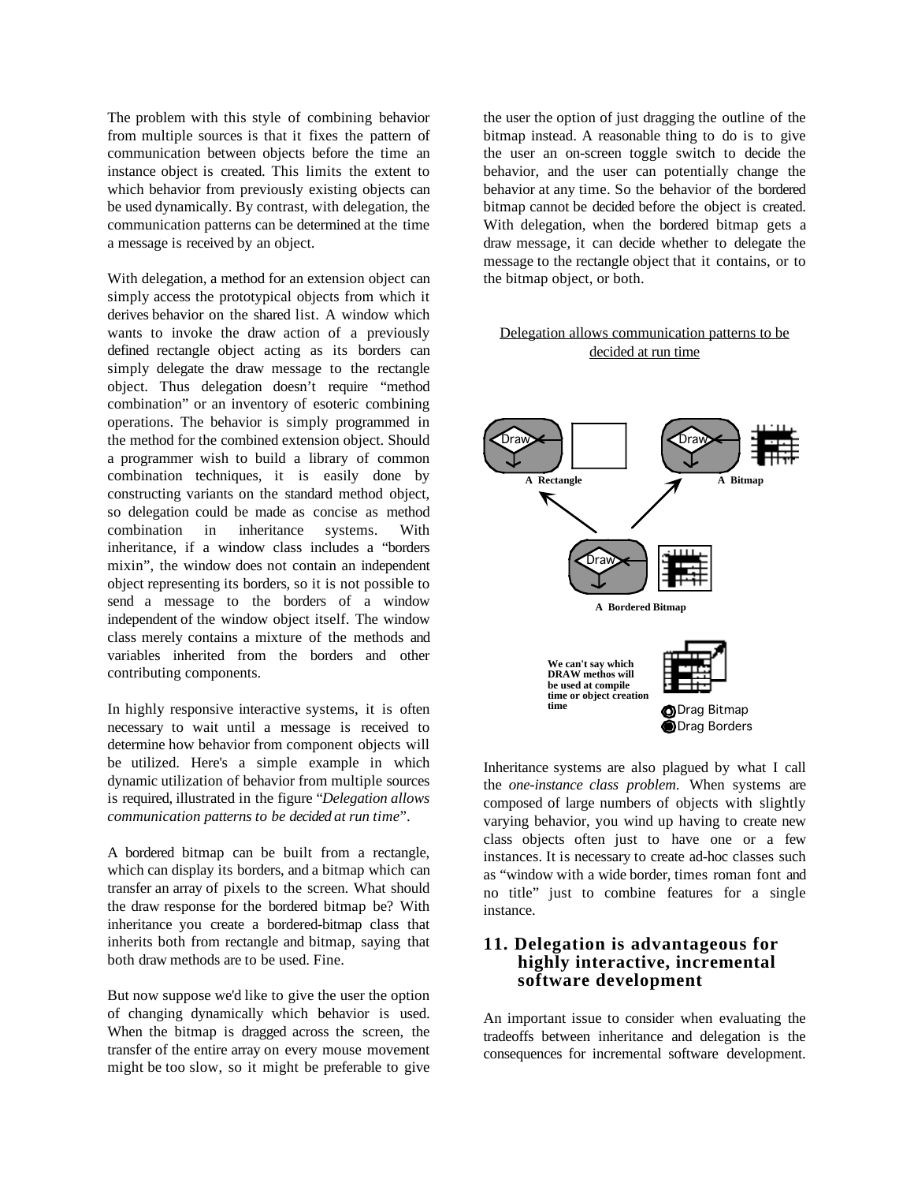The problem with this style of combining behavior from multiple sources is that it fixes the pattern of communication between objects before the time an instance object is created. This limits the extent to which behavior from previously existing objects can be used dynamically. By contrast, with delegation, the communication patterns can be determined at the time a message is received by an object.

With delegation, a method for an extension object can simply access the prototypical objects from which it derives behavior on the shared list. A window which wants to invoke the draw action of a previously defined rectangle object acting as its borders can simply delegate the draw message to the rectangle object. Thus delegation doesn't require "method combination" or an inventory of esoteric combining operations. The behavior is simply programmed in the method for the combined extension object. Should a programmer wish to build a library of common combination techniques, it is easily done by constructing variants on the standard method object, so delegation could be made as concise as method combination in inheritance systems. With inheritance, if a window class includes a "borders mixin", the window does not contain an independent object representing its borders, so it is not possible to send a message to the borders of a window independent of the window object itself. The window class merely contains a mixture of the methods and variables inherited from the borders and other contributing components.

In highly responsive interactive systems, it is often necessary to wait until a message is received to determine how behavior from component objects will be utilized. Here's a simple example in which dynamic utilization of behavior from multiple sources is required, illustrated in the figure "*Delegation allows communication patterns to be decided at run time*".

A bordered bitmap can be built from a rectangle, which can display its borders, and a bitmap which can transfer an array of pixels to the screen. What should the draw response for the bordered bitmap be? With inheritance you create a bordered-bitmap class that inherits both from rectangle and bitmap, saying that both draw methods are to be used. Fine.

But now suppose we'd like to give the user the option of changing dynamically which behavior is used. When the bitmap is dragged across the screen, the transfer of the entire array on every mouse movement might be too slow, so it might be preferable to give the user the option of just dragging the outline of the bitmap instead. A reasonable thing to do is to give the user an on-screen toggle switch to decide the behavior, and the user can potentially change the behavior at any time. So the behavior of the bordered bitmap cannot be decided before the object is created. With delegation, when the bordered bitmap gets a draw message, it can decide whether to delegate the message to the rectangle object that it contains, or to the bitmap object, or both.

Delegation allows communication patterns to be decided at run time

Draw — A Rectangle
Draw — A Bitmap
Draw — A Bordered Bitmap

We can't say which DRAW methos will be used at compile time or object creation time

Drag Bitmap
Drag Borders

Inheritance systems are also plagued by what I call the *one-instance class problem*. When systems are composed of large numbers of objects with slightly varying behavior, you wind up having to create new class objects often just to have one or a few instances. It is necessary to create ad-hoc classes such as "window with a wide border, times roman font and no title" just to combine features for a single instance.

## 11. Delegation is advantageous for highly interactive, incremental software development

An important issue to consider when evaluating the tradeoffs between inheritance and delegation is the consequences for incremental software development.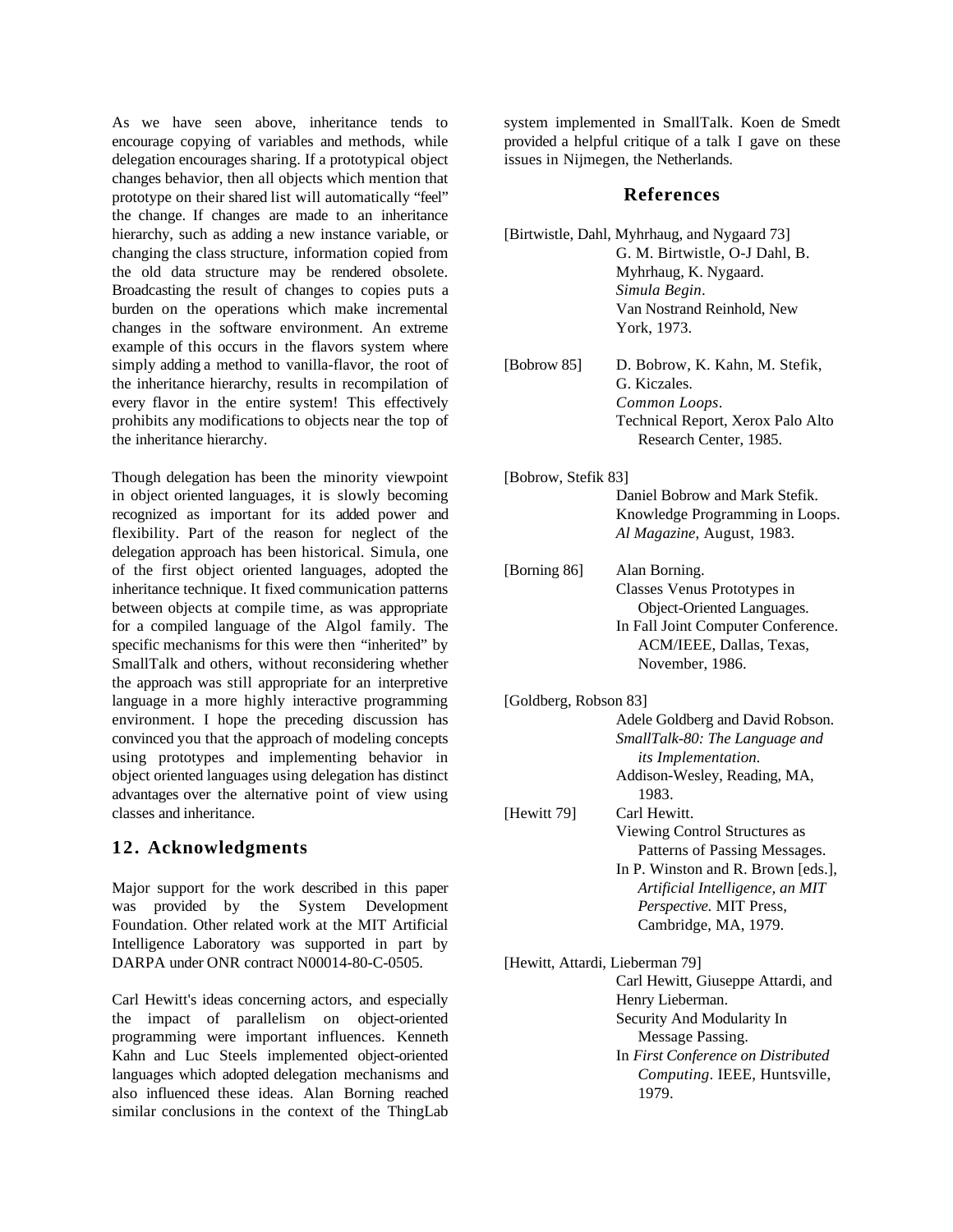As we have seen above, inheritance tends to encourage copying of variables and methods, while delegation encourages sharing. If a prototypical object changes behavior, then all objects which mention that prototype on their shared list will automatically "feel" the change. If changes are made to an inheritance hierarchy, such as adding a new instance variable, or changing the class structure, information copied from the old data structure may be rendered obsolete. Broadcasting the result of changes to copies puts a burden on the operations which make incremental changes in the software environment. An extreme example of this occurs in the flavors system where simply adding a method to vanilla-flavor, the root of the inheritance hierarchy, results in recompilation of every flavor in the entire system! This effectively prohibits any modifications to objects near the top of the inheritance hierarchy.

Though delegation has been the minority viewpoint in object oriented languages, it is slowly becoming recognized as important for its added power and flexibility. Part of the reason for neglect of the delegation approach has been historical. Simula, one of the first object oriented languages, adopted the inheritance technique. It fixed communication patterns between objects at compile time, as was appropriate for a compiled language of the Algol family. The specific mechanisms for this were then "inherited" by SmallTalk and others, without reconsidering whether the approach was still appropriate for an interpretive language in a more highly interactive programming environment. I hope the preceding discussion has convinced you that the approach of modeling concepts using prototypes and implementing behavior in object oriented languages using delegation has distinct advantages over the alternative point of view using classes and inheritance.

## 12. Acknowledgments

Major support for the work described in this paper was provided by the System Development Foundation. Other related work at the MIT Artificial Intelligence Laboratory was supported in part by DARPA under ONR contract N00014-80-C-0505.

Carl Hewitt's ideas concerning actors, and especially the impact of parallelism on object-oriented programming were important influences. Kenneth Kahn and Luc Steels implemented object-oriented languages which adopted delegation mechanisms and also influenced these ideas. Alan Borning reached similar conclusions in the context of the ThingLab system implemented in SmallTalk. Koen de Smedt provided a helpful critique of a talk I gave on these issues in Nijmegen, the Netherlands.

## References

[Birtwistle, Dahl, Myhrhaug, and Nygaard 73]
G. M. Birtwistle, O-J Dahl, B. Myhrhaug, K. Nygaard.
*Simula Begin*.
Van Nostrand Reinhold, New York, 1973.

[Bobrow 85] D. Bobrow, K. Kahn, M. Stefik, G. Kiczales.
*Common Loops*.
Technical Report, Xerox Palo Alto Research Center, 1985.

[Bobrow, Stefik 83]
Daniel Bobrow and Mark Stefik.
Knowledge Programming in Loops.
*Al Magazine*, August, 1983.

[Borning 86] Alan Borning.
Classes Venus Prototypes in Object-Oriented Languages.
In Fall Joint Computer Conference. ACM/IEEE, Dallas, Texas, November, 1986.

[Goldberg, Robson 83]
Adele Goldberg and David Robson.
*SmallTalk-80: The Language and its Implementation.*
Addison-Wesley, Reading, MA, 1983.

[Hewitt 79] Carl Hewitt.
Viewing Control Structures as Patterns of Passing Messages.
In P. Winston and R. Brown [eds.], *Artificial Intelligence, an MIT Perspective.* MIT Press, Cambridge, MA, 1979.

[Hewitt, Attardi, Lieberman 79]
Carl Hewitt, Giuseppe Attardi, and Henry Lieberman.
Security And Modularity In Message Passing.
In *First Conference on Distributed Computing*. IEEE, Huntsville, 1979.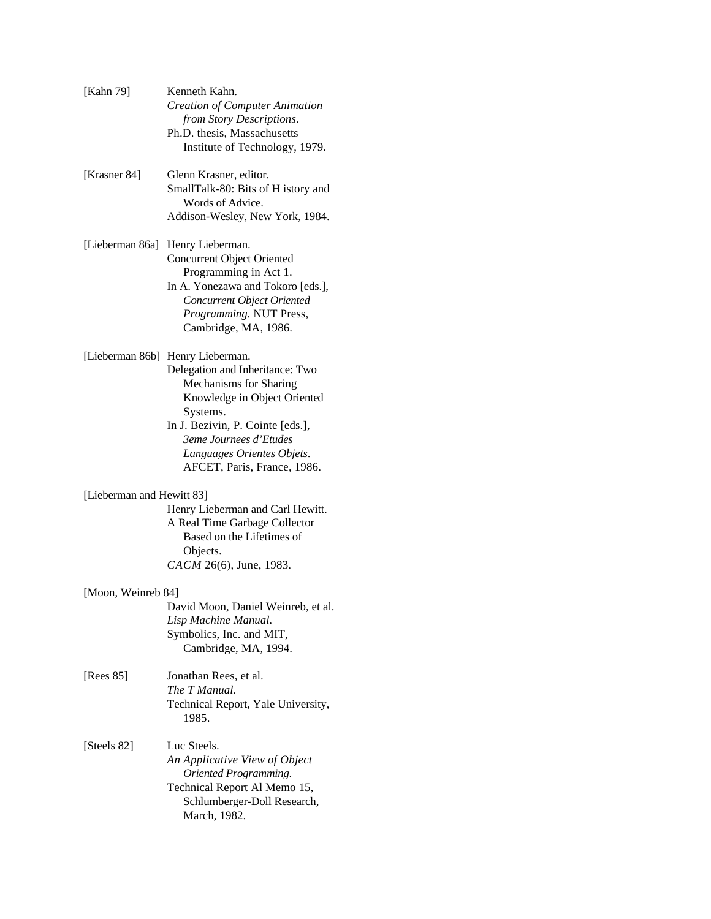[Kahn 79] Kenneth Kahn.
*Creation of Computer Animation from Story Descriptions*.
Ph.D. thesis, Massachusetts Institute of Technology, 1979.

[Krasner 84] Glenn Krasner, editor.
SmallTalk-80: Bits of H istory and Words of Advice.
Addison-Wesley, New York, 1984.

[Lieberman 86a] Henry Lieberman.
Concurrent Object Oriented Programming in Act 1.
In A. Yonezawa and Tokoro [eds.], *Concurrent Object Oriented Programming*. NUT Press, Cambridge, MA, 1986.

[Lieberman 86b] Henry Lieberman.
Delegation and Inheritance: Two Mechanisms for Sharing Knowledge in Object Oriented Systems.
In J. Bezivin, P. Cointe [eds.], *3eme Journees d'Etudes Languages Orientes Objets*. AFCET, Paris, France, 1986.

[Lieberman and Hewitt 83]
Henry Lieberman and Carl Hewitt.
A Real Time Garbage Collector Based on the Lifetimes of Objects.
*CACM* 26(6), June, 1983.

[Moon, Weinreb 84]
David Moon, Daniel Weinreb, et al.
*Lisp Machine Manual*.
Symbolics, Inc. and MIT, Cambridge, MA, 1994.

[Rees 85] Jonathan Rees, et al.
*The T Manual*.
Technical Report, Yale University, 1985.

[Steels 82] Luc Steels.
*An Applicative View of Object Oriented Programming*.
Technical Report Al Memo 15, Schlumberger-Doll Research, March, 1982.